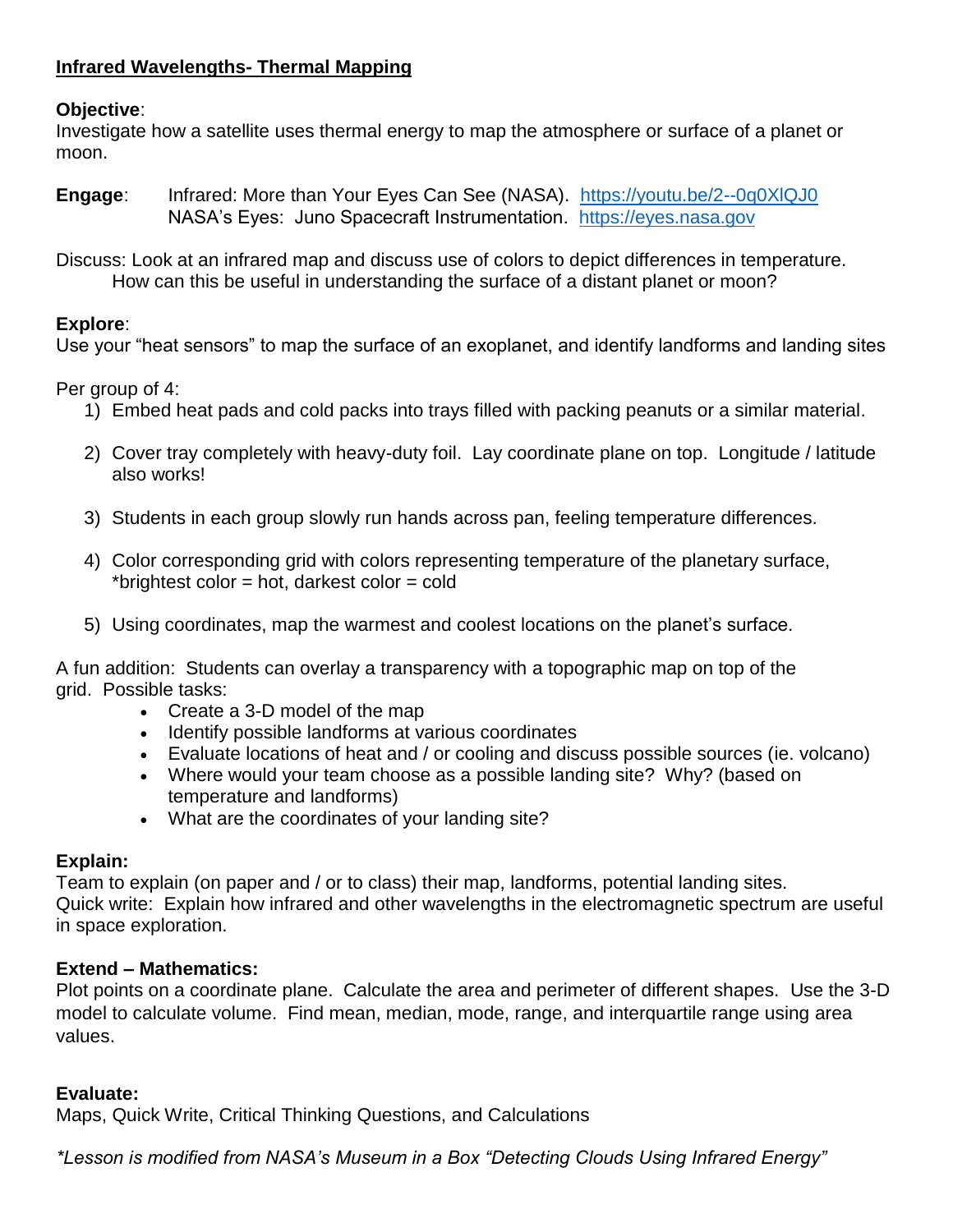## Infrared Wavelengths- Thermal Mapping

**Objective**:
Investigate how a satellite uses thermal energy to map the atmosphere or surface of a planet or moon.

**Engage**: Infrared: More than Your Eyes Can See (NASA). https://youtu.be/2--0q0XlQJ0
NASA's Eyes: Juno Spacecraft Instrumentation. https://eyes.nasa.gov

Discuss: Look at an infrared map and discuss use of colors to depict differences in temperature. How can this be useful in understanding the surface of a distant planet or moon?

**Explore**:
Use your "heat sensors" to map the surface of an exoplanet, and identify landforms and landing sites

Per group of 4:

1) Embed heat pads and cold packs into trays filled with packing peanuts or a similar material.
2) Cover tray completely with heavy-duty foil. Lay coordinate plane on top. Longitude / latitude also works!
3) Students in each group slowly run hands across pan, feeling temperature differences.
4) Color corresponding grid with colors representing temperature of the planetary surface, *brightest color = hot, darkest color = cold
5) Using coordinates, map the warmest and coolest locations on the planet's surface.

A fun addition: Students can overlay a transparency with a topographic map on top of the grid. Possible tasks:

- Create a 3-D model of the map
- Identify possible landforms at various coordinates
- Evaluate locations of heat and / or cooling and discuss possible sources (ie. volcano)
- Where would your team choose as a possible landing site? Why? (based on temperature and landforms)
- What are the coordinates of your landing site?

**Explain:**
Team to explain (on paper and / or to class) their map, landforms, potential landing sites.
Quick write: Explain how infrared and other wavelengths in the electromagnetic spectrum are useful in space exploration.

**Extend – Mathematics:**
Plot points on a coordinate plane. Calculate the area and perimeter of different shapes. Use the 3-D model to calculate volume. Find mean, median, mode, range, and interquartile range using area values.

**Evaluate:**
Maps, Quick Write, Critical Thinking Questions, and Calculations

*\*Lesson is modified from NASA's Museum in a Box "Detecting Clouds Using Infrared Energy"*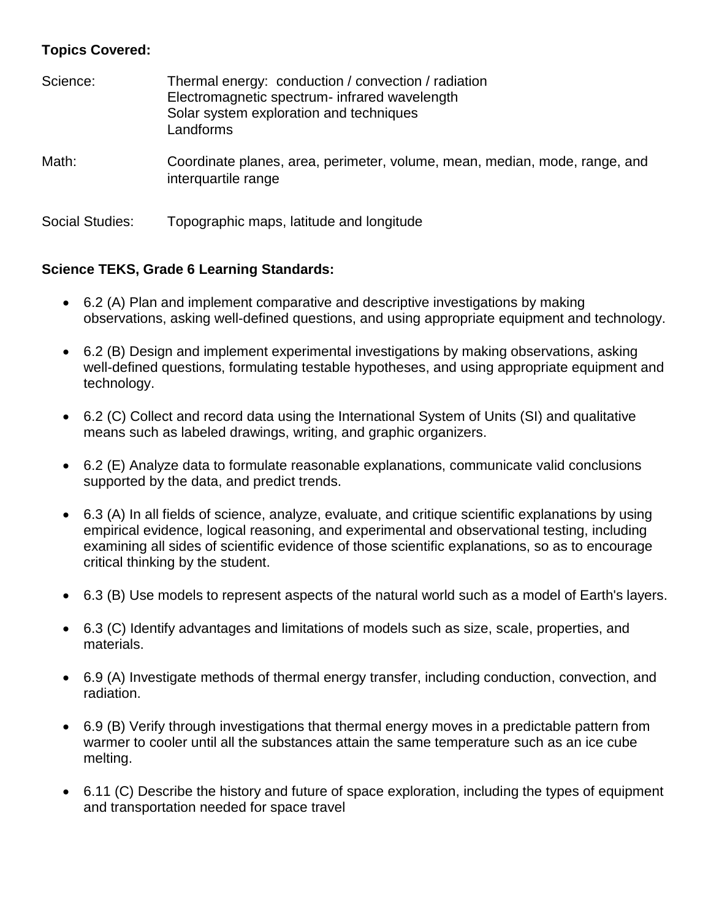**Topics Covered:**

| | |
|---|---|
| Science: | Thermal energy: conduction / convection / radiation<br>Electromagnetic spectrum- infrared wavelength<br>Solar system exploration and techniques<br>Landforms |
| Math: | Coordinate planes, area, perimeter, volume, mean, median, mode, range, and interquartile range |
| Social Studies: | Topographic maps, latitude and longitude |

**Science TEKS, Grade 6 Learning Standards:**

- 6.2 (A) Plan and implement comparative and descriptive investigations by making observations, asking well-defined questions, and using appropriate equipment and technology.
- 6.2 (B) Design and implement experimental investigations by making observations, asking well-defined questions, formulating testable hypotheses, and using appropriate equipment and technology.
- 6.2 (C) Collect and record data using the International System of Units (SI) and qualitative means such as labeled drawings, writing, and graphic organizers.
- 6.2 (E) Analyze data to formulate reasonable explanations, communicate valid conclusions supported by the data, and predict trends.
- 6.3 (A) In all fields of science, analyze, evaluate, and critique scientific explanations by using empirical evidence, logical reasoning, and experimental and observational testing, including examining all sides of scientific evidence of those scientific explanations, so as to encourage critical thinking by the student.
- 6.3 (B) Use models to represent aspects of the natural world such as a model of Earth's layers.
- 6.3 (C) Identify advantages and limitations of models such as size, scale, properties, and materials.
- 6.9 (A) Investigate methods of thermal energy transfer, including conduction, convection, and radiation.
- 6.9 (B) Verify through investigations that thermal energy moves in a predictable pattern from warmer to cooler until all the substances attain the same temperature such as an ice cube melting.
- 6.11 (C) Describe the history and future of space exploration, including the types of equipment and transportation needed for space travel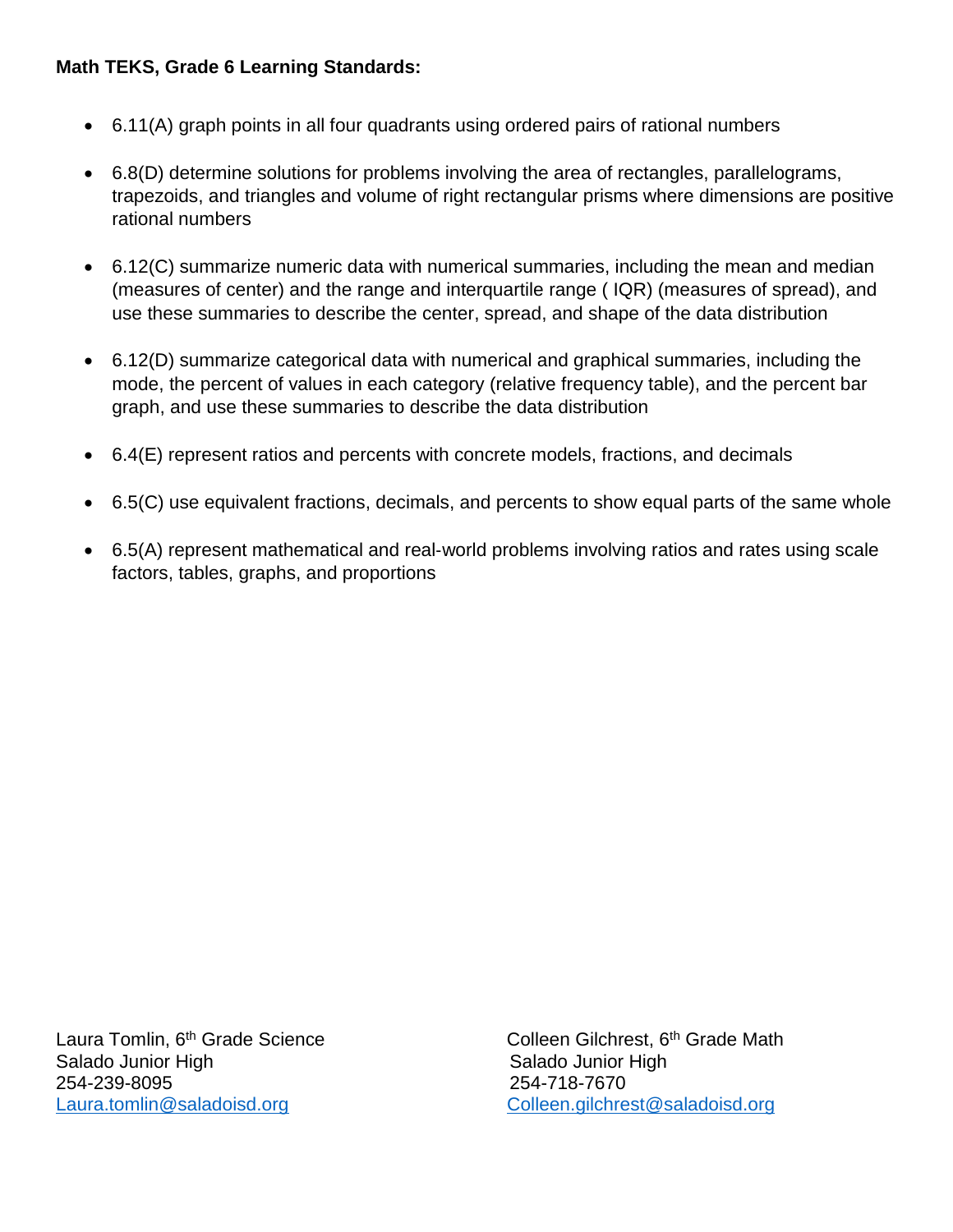**Math TEKS, Grade 6 Learning Standards:**

- 6.11(A) graph points in all four quadrants using ordered pairs of rational numbers
- 6.8(D) determine solutions for problems involving the area of rectangles, parallelograms, trapezoids, and triangles and volume of right rectangular prisms where dimensions are positive rational numbers
- 6.12(C) summarize numeric data with numerical summaries, including the mean and median (measures of center) and the range and interquartile range ( IQR) (measures of spread), and use these summaries to describe the center, spread, and shape of the data distribution
- 6.12(D) summarize categorical data with numerical and graphical summaries, including the mode, the percent of values in each category (relative frequency table), and the percent bar graph, and use these summaries to describe the data distribution
- 6.4(E) represent ratios and percents with concrete models, fractions, and decimals
- 6.5(C) use equivalent fractions, decimals, and percents to show equal parts of the same whole
- 6.5(A) represent mathematical and real-world problems involving ratios and rates using scale factors, tables, graphs, and proportions

Laura Tomlin, 6th Grade Science
Salado Junior High
254-239-8095
Laura.tomlin@saladoisd.org

Colleen Gilchrest, 6th Grade Math
Salado Junior High
254-718-7670
Colleen.gilchrest@saladoisd.org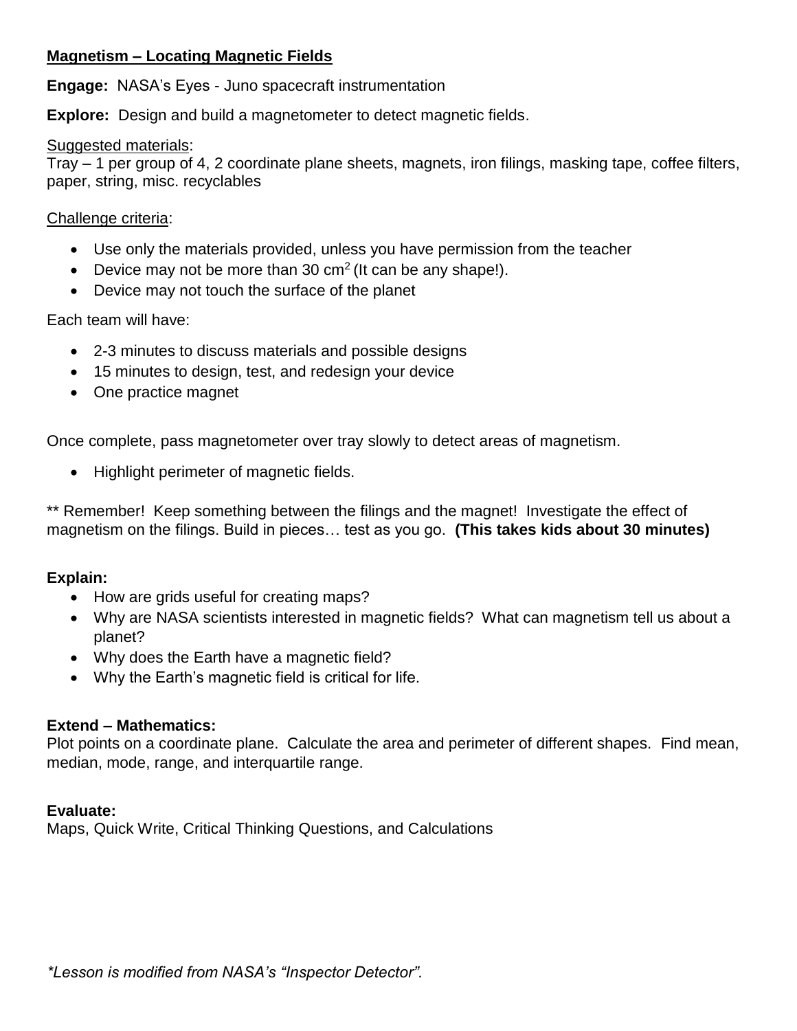## Magnetism – Locating Magnetic Fields

**Engage:** NASA's Eyes - Juno spacecraft instrumentation

**Explore:** Design and build a magnetometer to detect magnetic fields.

Suggested materials:
Tray – 1 per group of 4, 2 coordinate plane sheets, magnets, iron filings, masking tape, coffee filters, paper, string, misc. recyclables

Challenge criteria:

- Use only the materials provided, unless you have permission from the teacher
- Device may not be more than 30 $cm^2$ (It can be any shape!).
- Device may not touch the surface of the planet

Each team will have:

- 2-3 minutes to discuss materials and possible designs
- 15 minutes to design, test, and redesign your device
- One practice magnet

Once complete, pass magnetometer over tray slowly to detect areas of magnetism.

- Highlight perimeter of magnetic fields.

** Remember! Keep something between the filings and the magnet! Investigate the effect of magnetism on the filings. Build in pieces… test as you go. **(This takes kids about 30 minutes)**

**Explain:**

- How are grids useful for creating maps?
- Why are NASA scientists interested in magnetic fields? What can magnetism tell us about a planet?
- Why does the Earth have a magnetic field?
- Why the Earth's magnetic field is critical for life.

**Extend – Mathematics:**
Plot points on a coordinate plane. Calculate the area and perimeter of different shapes. Find mean, median, mode, range, and interquartile range.

**Evaluate:**
Maps, Quick Write, Critical Thinking Questions, and Calculations

*\*Lesson is modified from NASA's "Inspector Detector".*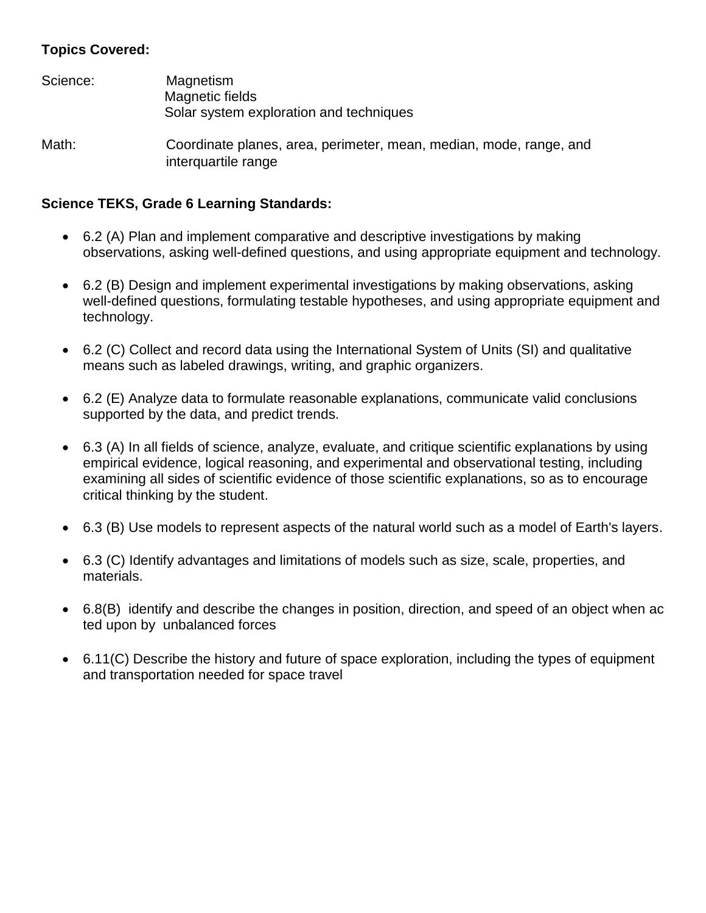**Topics Covered:**

Science: Magnetism
Magnetic fields
Solar system exploration and techniques

Math: Coordinate planes, area, perimeter, mean, median, mode, range, and interquartile range

**Science TEKS, Grade 6 Learning Standards:**

- 6.2 (A) Plan and implement comparative and descriptive investigations by making observations, asking well-defined questions, and using appropriate equipment and technology.
- 6.2 (B) Design and implement experimental investigations by making observations, asking well-defined questions, formulating testable hypotheses, and using appropriate equipment and technology.
- 6.2 (C) Collect and record data using the International System of Units (SI) and qualitative means such as labeled drawings, writing, and graphic organizers.
- 6.2 (E) Analyze data to formulate reasonable explanations, communicate valid conclusions supported by the data, and predict trends.
- 6.3 (A) In all fields of science, analyze, evaluate, and critique scientific explanations by using empirical evidence, logical reasoning, and experimental and observational testing, including examining all sides of scientific evidence of those scientific explanations, so as to encourage critical thinking by the student.
- 6.3 (B) Use models to represent aspects of the natural world such as a model of Earth's layers.
- 6.3 (C) Identify advantages and limitations of models such as size, scale, properties, and materials.
- 6.8(B) identify and describe the changes in position, direction, and speed of an object when acted upon by unbalanced forces
- 6.11(C) Describe the history and future of space exploration, including the types of equipment and transportation needed for space travel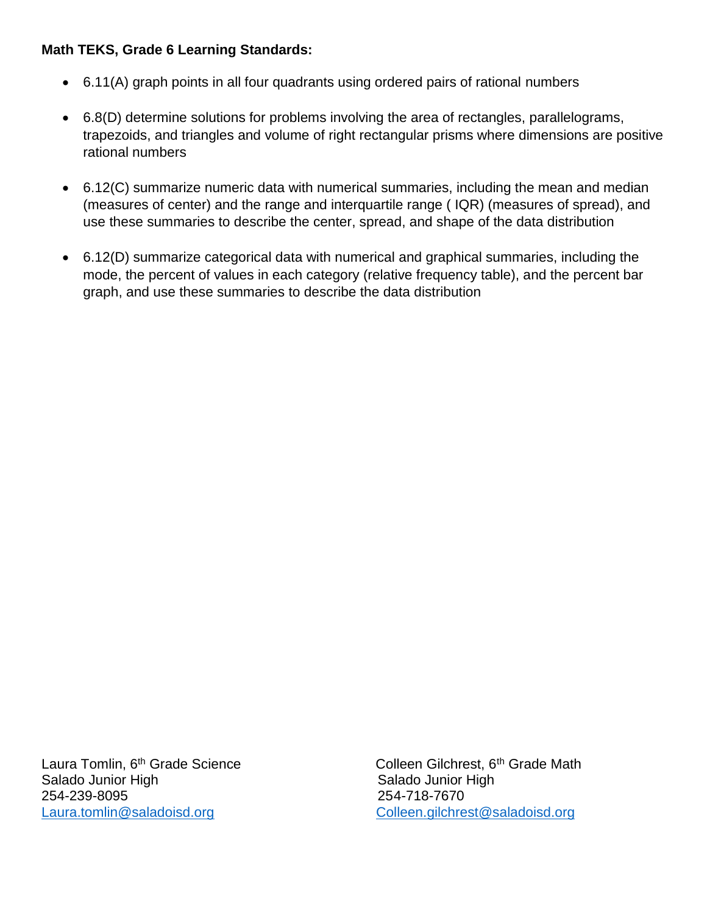**Math TEKS, Grade 6 Learning Standards:**

- 6.11(A) graph points in all four quadrants using ordered pairs of rational numbers
- 6.8(D) determine solutions for problems involving the area of rectangles, parallelograms, trapezoids, and triangles and volume of right rectangular prisms where dimensions are positive rational numbers
- 6.12(C) summarize numeric data with numerical summaries, including the mean and median (measures of center) and the range and interquartile range ( IQR) (measures of spread), and use these summaries to describe the center, spread, and shape of the data distribution
- 6.12(D) summarize categorical data with numerical and graphical summaries, including the mode, the percent of values in each category (relative frequency table), and the percent bar graph, and use these summaries to describe the data distribution

Laura Tomlin, 6th Grade Science
Salado Junior High
254-239-8095
Laura.tomlin@saladoisd.org

Colleen Gilchrest, 6th Grade Math
Salado Junior High
254-718-7670
Colleen.gilchrest@saladoisd.org